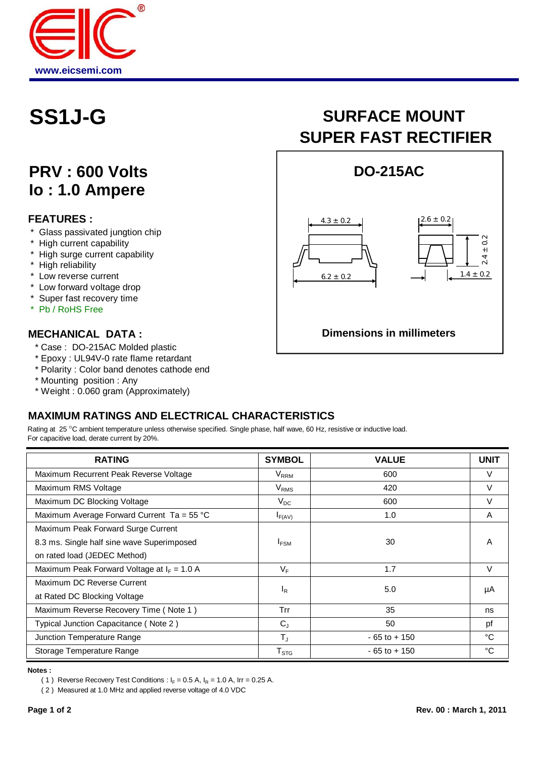www.eicsemi.com

# SS1J-G

## SURFACE MOUNT SUPER FAST RECTIFIER

## PRV : 600 Volts
## Io : 1.0 Ampere

### FEATURES :

* Glass passivated jungtion chip
* High current capability
* High surge current capability
* High reliability
* Low reverse current
* Low forward voltage drop
* Super fast recovery time
* Pb / RoHS Free

### DO-215AC

4.3 ± 0.2

2.6 ± 0.2

2.4 ± 0.2

6.2 ± 0.2

1.4 ± 0.2

**Dimensions in millimeters**

### MECHANICAL DATA :

* Case : DO-215AC Molded plastic
* Epoxy : UL94V-0 rate flame retardant
* Polarity : Color band denotes cathode end
* Mounting position : Any
* Weight : 0.060 gram (Approximately)

### MAXIMUM RATINGS AND ELECTRICAL CHARACTERISTICS

Rating at 25 °C ambient temperature unless otherwise specified. Single phase, half wave, 60 Hz, resistive or inductive load.
For capacitive load, derate current by 20%.

| RATING | SYMBOL | VALUE | UNIT |
|---|---|---|---|
| Maximum Recurrent Peak Reverse Voltage | $V_{RRM}$ | 600 | V |
| Maximum RMS Voltage | $V_{RMS}$ | 420 | V |
| Maximum DC Blocking Voltage | $V_{DC}$ | 600 | V |
| Maximum Average Forward Current Ta = 55 °C | $I_{F(AV)}$ | 1.0 | A |
| Maximum Peak Forward Surge Current 8.3 ms. Single half sine wave Superimposed on rated load (JEDEC Method) | $I_{FSM}$ | 30 | A |
| Maximum Peak Forward Voltage at $I_F$ = 1.0 A | $V_F$ | 1.7 | V |
| Maximum DC Reverse Current at Rated DC Blocking Voltage | $I_R$ | 5.0 | µA |
| Maximum Reverse Recovery Time ( Note 1 ) | Trr | 35 | ns |
| Typical Junction Capacitance ( Note 2 ) | $C_J$ | 50 | pf |
| Junction Temperature Range | $T_J$ | - 65 to + 150 | °C |
| Storage Temperature Range | $T_{STG}$ | - 65 to + 150 | °C |

**Notes :**

( 1 ) Reverse Recovery Test Conditions : $I_F$ = 0.5 A, $I_R$ = 1.0 A, Irr = 0.25 A.

( 2 ) Measured at 1.0 MHz and applied reverse voltage of 4.0 VDC

**Rev. 00 : March 1, 2011**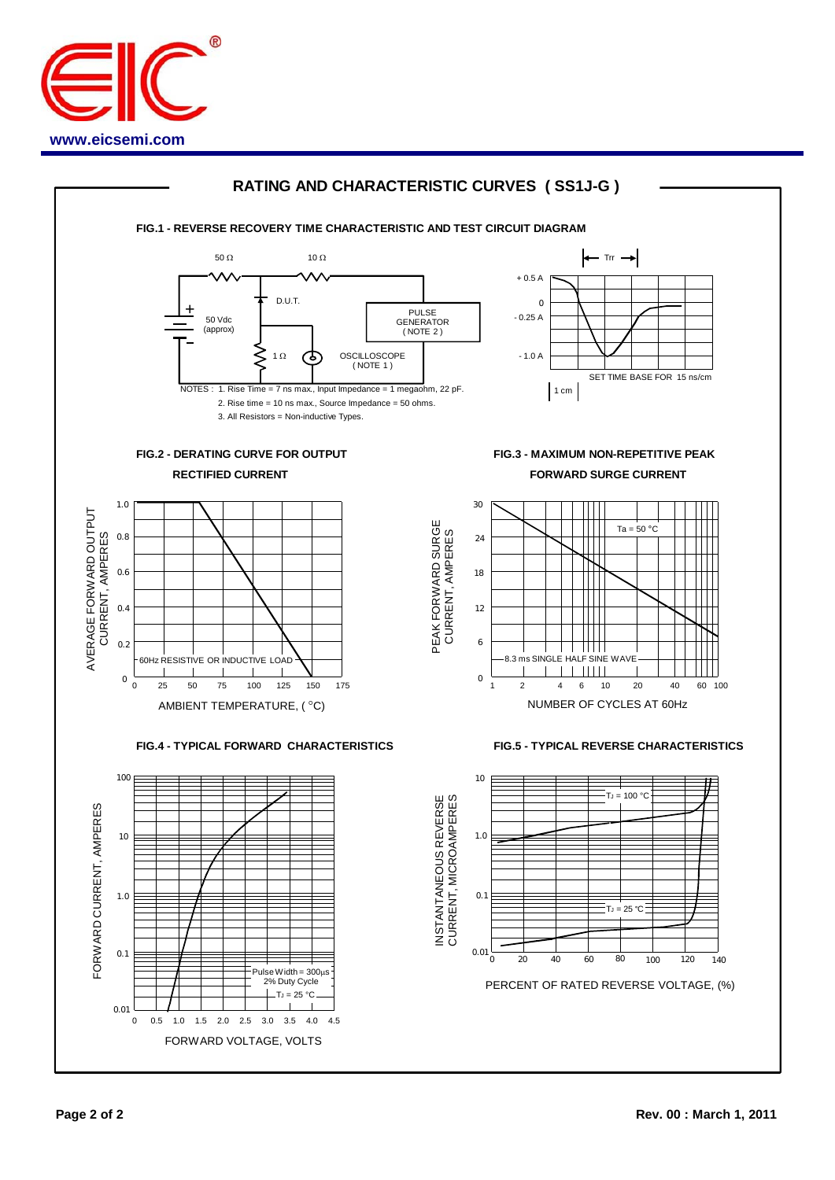## RATING AND CHARACTERISTIC CURVES ( SS1J-G )

### FIG.1 - REVERSE RECOVERY TIME CHARACTERISTIC AND TEST CIRCUIT DIAGRAM

50 Ω
10 Ω
D.U.T.
PULSE GENERATOR ( NOTE 2 )
50 Vdc (approx)
1 Ω
OSCILLOSCOPE ( NOTE 1 )

NOTES : 1. Rise Time = 7 ns max., Input Impedance = 1 megaohm, 22 pF.
2. Rise time = 10 ns max., Source Impedance = 50 ohms.
3. All Resistors = Non-inductive Types.

Trr
+ 0.5 A
0
- 0.25 A
- 1.0 A
SET TIME BASE FOR 15 ns/cm
1 cm

### FIG.2 - DERATING CURVE FOR OUTPUT RECTIFIED CURRENT

AVERAGE FORWARD OUTPUT CURRENT, AMPERES
1.0
0.8
0.6
0.4
0.2
0
60Hz RESISTIVE OR INDUCTIVE LOAD
0 25 50 75 100 125 150 175
AMBIENT TEMPERATURE, ( °C)

### FIG.3 - MAXIMUM NON-REPETITIVE PEAK FORWARD SURGE CURRENT

PEAK FORWARD SURGE CURRENT, AMPERES
30
24
18
12
6
0
Ta = 50 °C
8.3 ms SINGLE HALF SINE WAVE
1 2 4 6 10 20 40 60 100
NUMBER OF CYCLES AT 60Hz

### FIG.4 - TYPICAL FORWARD CHARACTERISTICS

FORWARD CURRENT, AMPERES
100
10
1.0
0.1
0.01
Pulse Width = 300μs
2% Duty Cycle
$T_J$ = 25 °C
0 0.5 1.0 1.5 2.0 2.5 3.0 3.5 4.0 4.5
FORWARD VOLTAGE, VOLTS

### FIG.5 - TYPICAL REVERSE CHARACTERISTICS

INSTANTANEOUS REVERSE CURRENT, MICROAMPERES
10
1.0
0.1
0.01
$T_J$ = 100 °C
$T_J$ = 25 °C
0 20 40 60 80 100 120 140
PERCENT OF RATED REVERSE VOLTAGE, (%)

Rev. 00 : March 1, 2011